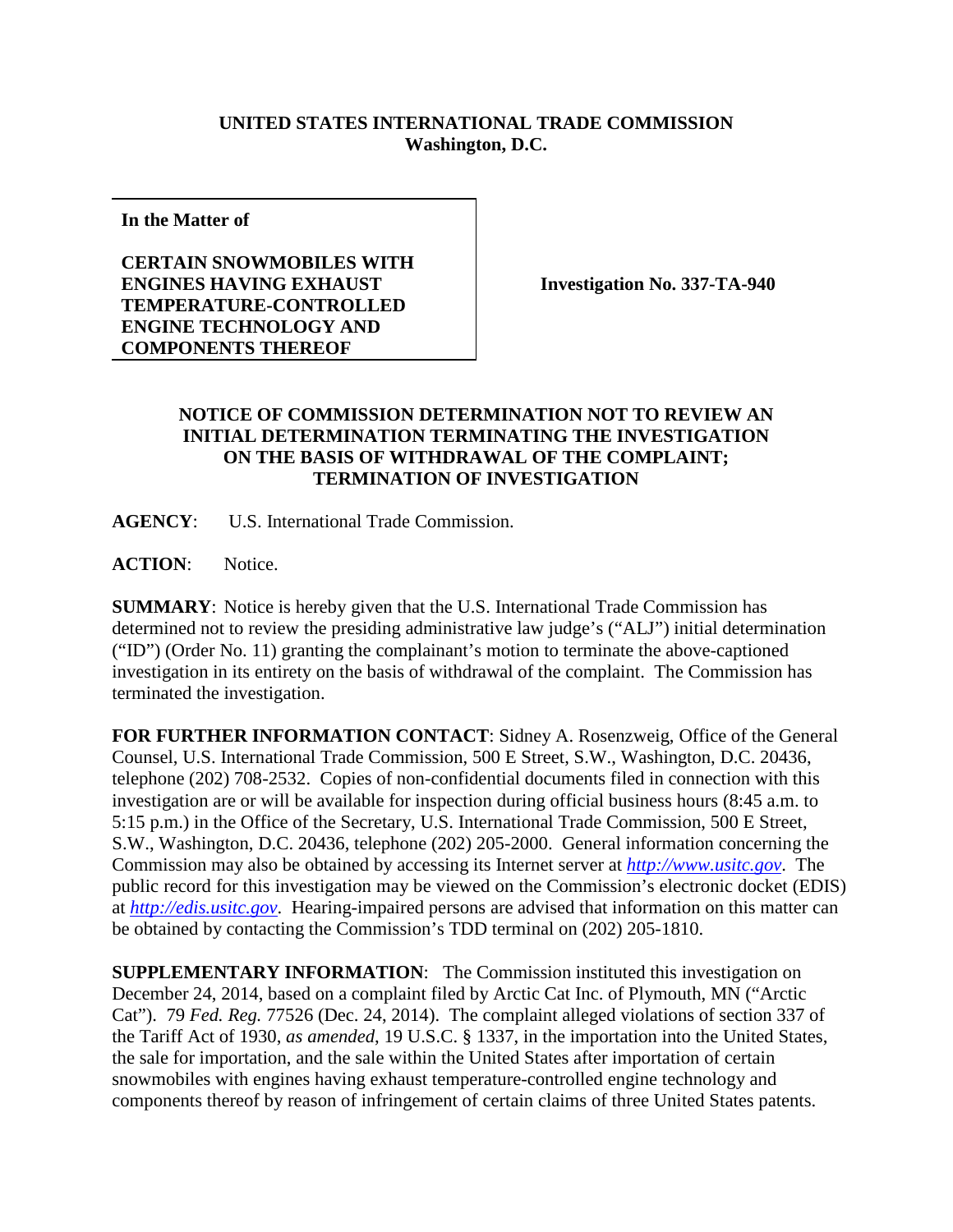**UNITED STATES INTERNATIONAL TRADE COMMISSION**
**Washington, D.C.**

| **In the Matter of**<br><br>**CERTAIN SNOWMOBILES WITH ENGINES HAVING EXHAUST TEMPERATURE-CONTROLLED ENGINE TECHNOLOGY AND COMPONENTS THEREOF** | **Investigation No. 337-TA-940** |
|---|---|

**NOTICE OF COMMISSION DETERMINATION NOT TO REVIEW AN INITIAL DETERMINATION TERMINATING THE INVESTIGATION ON THE BASIS OF WITHDRAWAL OF THE COMPLAINT; TERMINATION OF INVESTIGATION**

**AGENCY**: U.S. International Trade Commission.

**ACTION**: Notice.

**SUMMARY**: Notice is hereby given that the U.S. International Trade Commission has determined not to review the presiding administrative law judge's ("ALJ") initial determination ("ID") (Order No. 11) granting the complainant's motion to terminate the above-captioned investigation in its entirety on the basis of withdrawal of the complaint. The Commission has terminated the investigation.

**FOR FURTHER INFORMATION CONTACT**: Sidney A. Rosenzweig, Office of the General Counsel, U.S. International Trade Commission, 500 E Street, S.W., Washington, D.C. 20436, telephone (202) 708-2532. Copies of non-confidential documents filed in connection with this investigation are or will be available for inspection during official business hours (8:45 a.m. to 5:15 p.m.) in the Office of the Secretary, U.S. International Trade Commission, 500 E Street, S.W., Washington, D.C. 20436, telephone (202) 205-2000. General information concerning the Commission may also be obtained by accessing its Internet server at *http://www.usitc.gov*. The public record for this investigation may be viewed on the Commission's electronic docket (EDIS) at *http://edis.usitc.gov*. Hearing-impaired persons are advised that information on this matter can be obtained by contacting the Commission's TDD terminal on (202) 205-1810.

**SUPPLEMENTARY INFORMATION**: The Commission instituted this investigation on December 24, 2014, based on a complaint filed by Arctic Cat Inc. of Plymouth, MN ("Arctic Cat"). 79 *Fed. Reg.* 77526 (Dec. 24, 2014). The complaint alleged violations of section 337 of the Tariff Act of 1930, *as amended*, 19 U.S.C. § 1337, in the importation into the United States, the sale for importation, and the sale within the United States after importation of certain snowmobiles with engines having exhaust temperature-controlled engine technology and components thereof by reason of infringement of certain claims of three United States patents.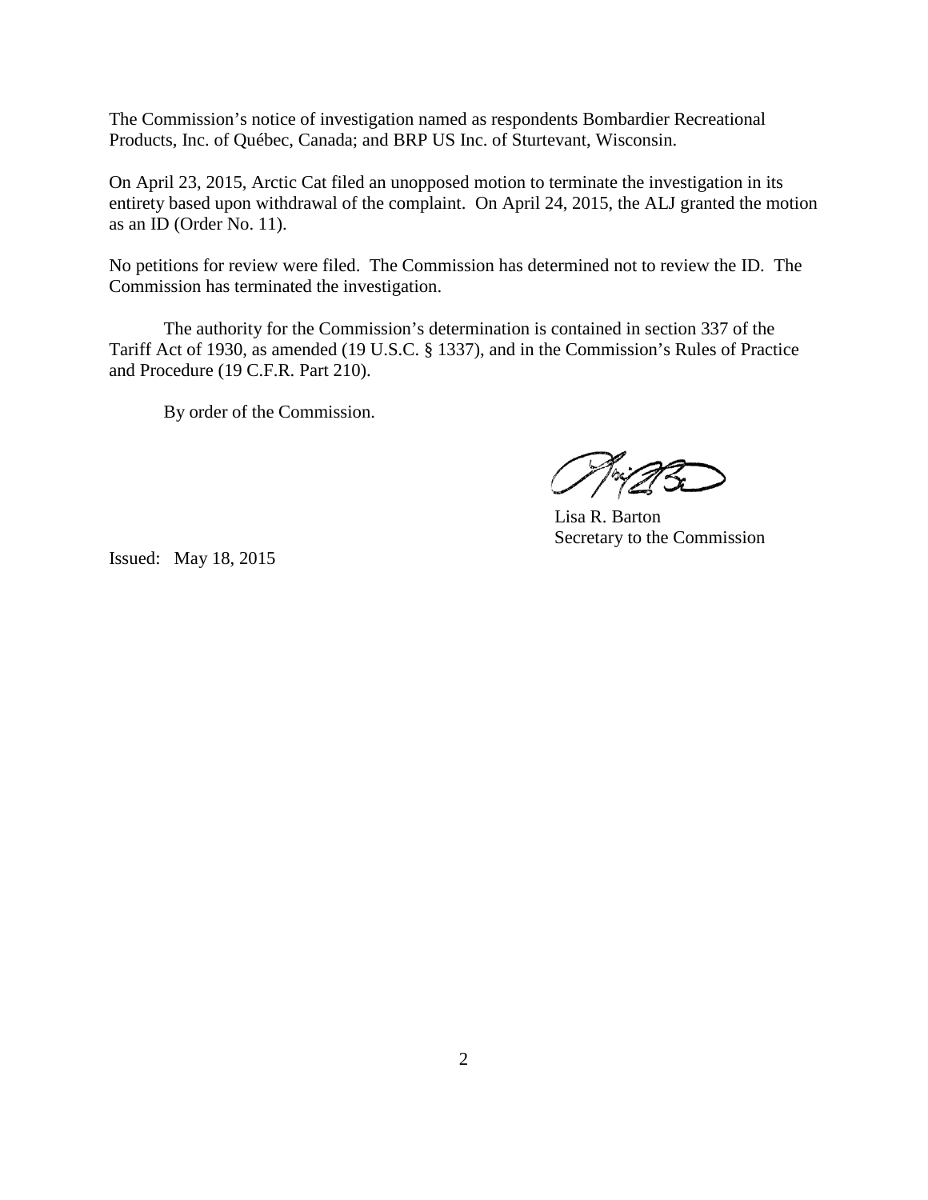The Commission's notice of investigation named as respondents Bombardier Recreational Products, Inc. of Québec, Canada; and BRP US Inc. of Sturtevant, Wisconsin.

On April 23, 2015, Arctic Cat filed an unopposed motion to terminate the investigation in its entirety based upon withdrawal of the complaint. On April 24, 2015, the ALJ granted the motion as an ID (Order No. 11).

No petitions for review were filed. The Commission has determined not to review the ID. The Commission has terminated the investigation.

The authority for the Commission's determination is contained in section 337 of the Tariff Act of 1930, as amended (19 U.S.C. § 1337), and in the Commission's Rules of Practice and Procedure (19 C.F.R. Part 210).

By order of the Commission.

Lisa R. Barton
Secretary to the Commission

Issued: May 18, 2015